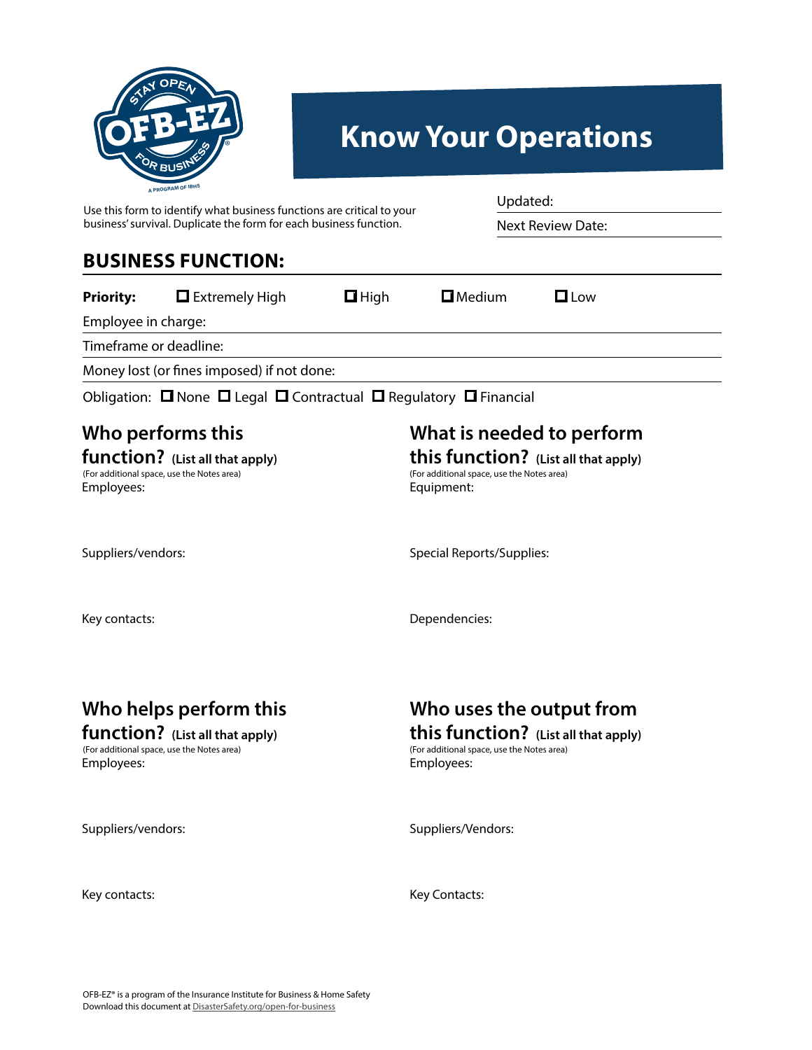# Know Your Operations

Use this form to identify what business functions are critical to your business' survival. Duplicate the form for each business function.

Updated:

Next Review Date:

## BUSINESS FUNCTION:

**Priority:** ☐ Extremely High ☐ High ☐ Medium ☐ Low

Employee in charge:

Timeframe or deadline:

Money lost (or fines imposed) if not done:

Obligation: ☐ None ☐ Legal ☐ Contractual ☐ Regulatory ☐ Financial

### Who performs this function? (List all that apply)

(For additional space, use the Notes area)

Employees:

Suppliers/vendors:

Key contacts:

### What is needed to perform this function? (List all that apply)

(For additional space, use the Notes area)

Equipment:

Special Reports/Supplies:

Dependencies:

### Who helps perform this function? (List all that apply)

(For additional space, use the Notes area)

Employees:

Suppliers/vendors:

Key contacts:

### Who uses the output from this function? (List all that apply)

(For additional space, use the Notes area)

Employees:

Suppliers/Vendors:

Key Contacts:

OFB-EZ® is a program of the Insurance Institute for Business & Home Safety
Download this document at DisasterSafety.org/open-for-business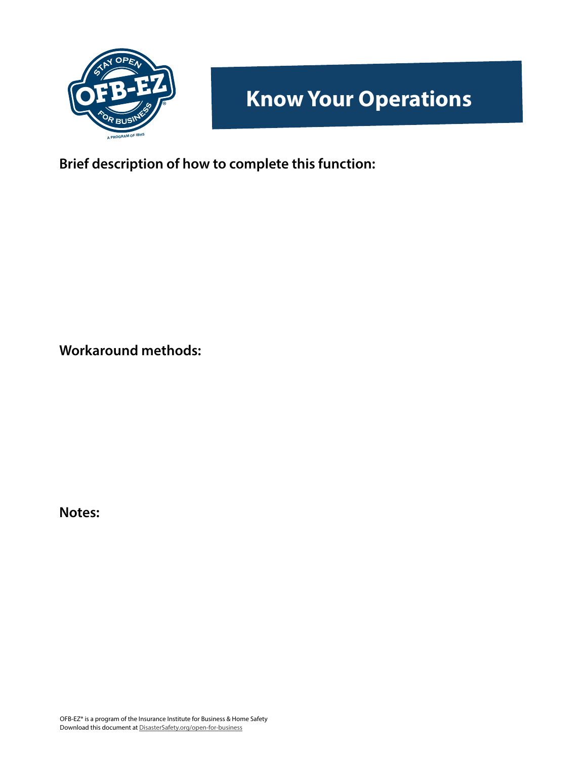# Know Your Operations

**Brief description of how to complete this function:**

**Workaround methods:**

**Notes:**

OFB-EZ® is a program of the Insurance Institute for Business & Home Safety
Download this document at DisasterSafety.org/open-for-business